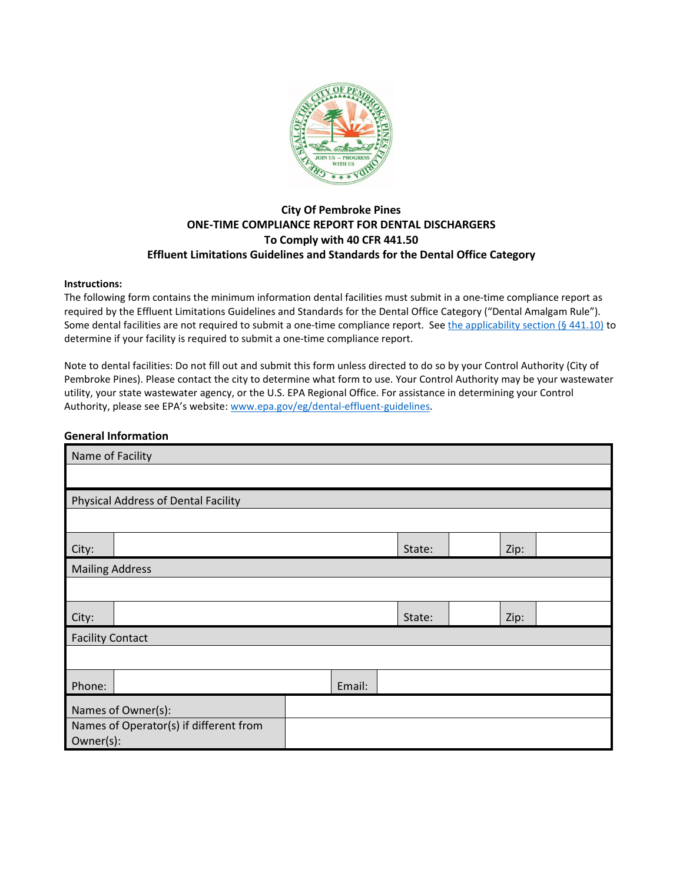# City Of Pembroke Pines
## ONE-TIME COMPLIANCE REPORT FOR DENTAL DISCHARGERS
### To Comply with 40 CFR 441.50
### Effluent Limitations Guidelines and Standards for the Dental Office Category

**Instructions:**

The following form contains the minimum information dental facilities must submit in a one-time compliance report as required by the Effluent Limitations Guidelines and Standards for the Dental Office Category ("Dental Amalgam Rule"). Some dental facilities are not required to submit a one-time compliance report. See the applicability section (§ 441.10) to determine if your facility is required to submit a one-time compliance report.

Note to dental facilities: Do not fill out and submit this form unless directed to do so by your Control Authority (City of Pembroke Pines). Please contact the city to determine what form to use. Your Control Authority may be your wastewater utility, your state wastewater agency, or the U.S. EPA Regional Office. For assistance in determining your Control Authority, please see EPA's website: www.epa.gov/eg/dental-effluent-guidelines.

**General Information**

| Name of Facility | | | | | |
|---|---|---|---|---|---|
| | | | | | |
| **Physical Address of Dental Facility** | | | | | |
| | | | | | |
| City: | | State: | | Zip: | |
| **Mailing Address** | | | | | |
| | | | | | |
| City: | | State: | | Zip: | |
| **Facility Contact** | | | | | |
| | | | | | |
| Phone: | | Email: | | | |
| Names of Owner(s): | | | | | |
| Names of Operator(s) if different from Owner(s): | | | | | |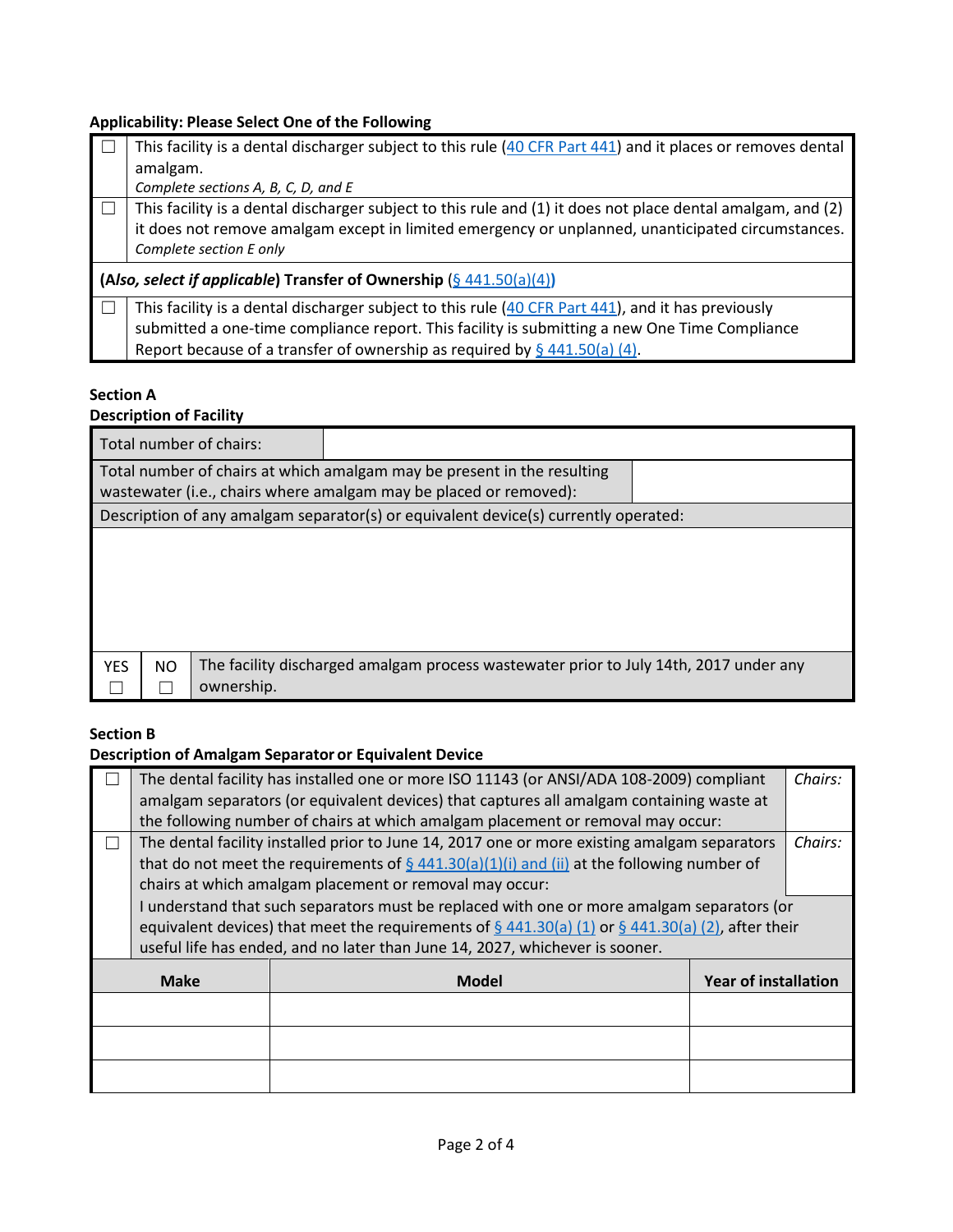### Applicability: Please Select One of the Following

| ☐ | This facility is a dental discharger subject to this rule (40 CFR Part 441) and it places or removes dental amalgam.<br>*Complete sections A, B, C, D, and E* |
|---|---|
| ☐ | This facility is a dental discharger subject to this rule and (1) it does not place dental amalgam, and (2) it does not remove amalgam except in limited emergency or unplanned, unanticipated circumstances.<br>*Complete section E only* |
| **(*Also, select if applicable*) Transfer of Ownership** (§ 441.50(a)(4)) | |
| ☐ | This facility is a dental discharger subject to this rule (40 CFR Part 441), and it has previously submitted a one-time compliance report. This facility is submitting a new One Time Compliance Report because of a transfer of ownership as required by § 441.50(a) (4). |

### Section A
### Description of Facility

| Total number of chairs: | |
|---|---|
| Total number of chairs at which amalgam may be present in the resulting wastewater (i.e., chairs where amalgam may be placed or removed): | |

Description of any amalgam separator(s) or equivalent device(s) currently operated:

| YES | NO | |
|---|---|---|
| ☐ | ☐ | The facility discharged amalgam process wastewater prior to July 14th, 2017 under any ownership. |

### Section B
### Description of Amalgam Separator or Equivalent Device

| ☐ | The dental facility has installed one or more ISO 11143 (or ANSI/ADA 108-2009) compliant amalgam separators (or equivalent devices) that captures all amalgam containing waste at the following number of chairs at which amalgam placement or removal may occur: | *Chairs:* |
|---|---|---|
| ☐ | The dental facility installed prior to June 14, 2017 one or more existing amalgam separators that do not meet the requirements of § 441.30(a)(1)(i) and (ii) at the following number of chairs at which amalgam placement or removal may occur:<br>I understand that such separators must be replaced with one or more amalgam separators (or equivalent devices) that meet the requirements of § 441.30(a) (1) or § 441.30(a) (2), after their useful life has ended, and no later than June 14, 2027, whichever is sooner. | *Chairs:* |

| Make | Model | Year of installation |
|---|---|---|
| | | |
| | | |
| | | |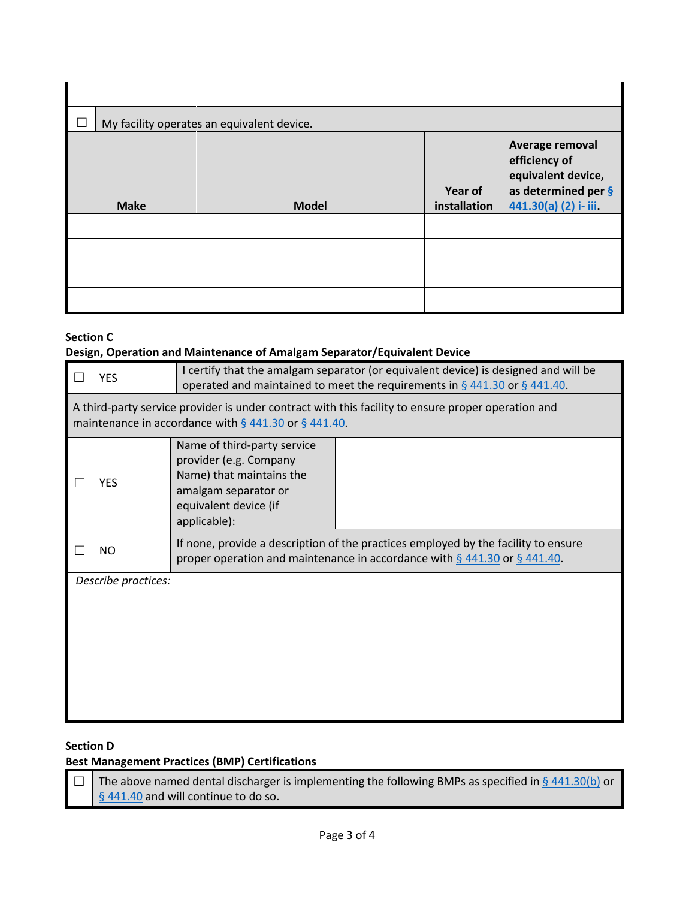| | | |
|---|---|---|
| | | |

| ☐ | My facility operates an equivalent device. | | |
|---|---|---|---|
| **Make** | **Model** | **Year of installation** | **Average removal efficiency of equivalent device, as determined per § 441.30(a) (2) i- iii.** |
| | | | |
| | | | |
| | | | |
| | | | |

**Section C**
**Design, Operation and Maintenance of Amalgam Separator/Equivalent Device**

| ☐ | YES | I certify that the amalgam separator (or equivalent device) is designed and will be operated and maintained to meet the requirements in § 441.30 or § 441.40. | |
|---|---|---|---|
| A third-party service provider is under contract with this facility to ensure proper operation and maintenance in accordance with § 441.30 or § 441.40. | | | |
| ☐ | YES | Name of third-party service provider (e.g. Company Name) that maintains the amalgam separator or equivalent device (if applicable): | |
| ☐ | NO | If none, provide a description of the practices employed by the facility to ensure proper operation and maintenance in accordance with § 441.30 or § 441.40. | |
| *Describe practices:* | | | |

**Section D**
**Best Management Practices (BMP) Certifications**

| ☐ | The above named dental discharger is implementing the following BMPs as specified in § 441.30(b) or § 441.40 and will continue to do so. |
|---|---|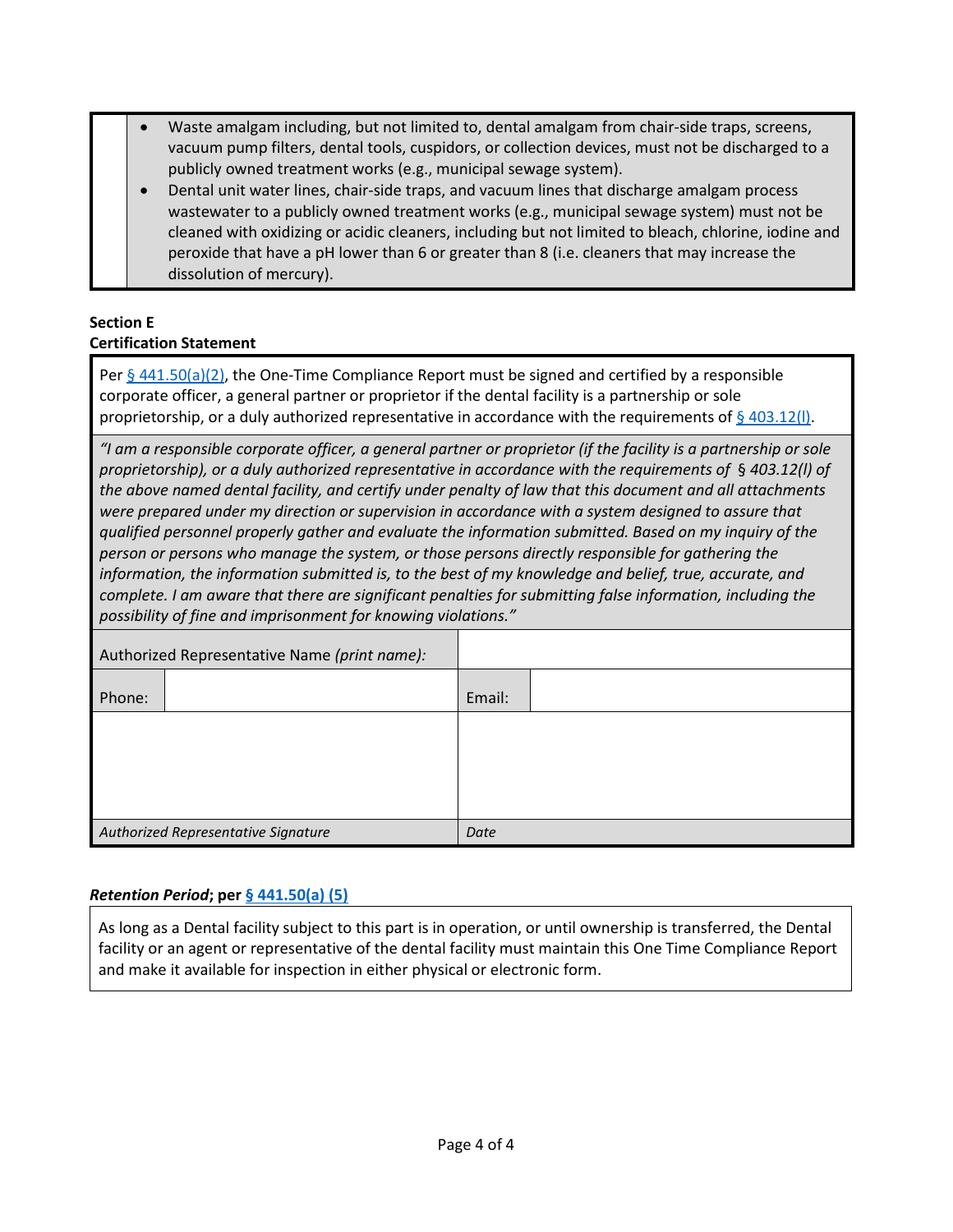- Waste amalgam including, but not limited to, dental amalgam from chair-side traps, screens, vacuum pump filters, dental tools, cuspidors, or collection devices, must not be discharged to a publicly owned treatment works (e.g., municipal sewage system).
- Dental unit water lines, chair-side traps, and vacuum lines that discharge amalgam process wastewater to a publicly owned treatment works (e.g., municipal sewage system) must not be cleaned with oxidizing or acidic cleaners, including but not limited to bleach, chlorine, iodine and peroxide that have a pH lower than 6 or greater than 8 (i.e. cleaners that may increase the dissolution of mercury).

**Section E**
**Certification Statement**

Per § 441.50(a)(2), the One-Time Compliance Report must be signed and certified by a responsible corporate officer, a general partner or proprietor if the dental facility is a partnership or sole proprietorship, or a duly authorized representative in accordance with the requirements of § 403.12(l).

*"I am a responsible corporate officer, a general partner or proprietor (if the facility is a partnership or sole proprietorship), or a duly authorized representative in accordance with the requirements of § 403.12(l) of the above named dental facility, and certify under penalty of law that this document and all attachments were prepared under my direction or supervision in accordance with a system designed to assure that qualified personnel properly gather and evaluate the information submitted. Based on my inquiry of the person or persons who manage the system, or those persons directly responsible for gathering the information, the information submitted is, to the best of my knowledge and belief, true, accurate, and complete. I am aware that there are significant penalties for submitting false information, including the possibility of fine and imprisonment for knowing violations."*

| | | | |
|---|---|---|---|
| Authorized Representative Name *(print name)*: | | | |
| Phone: | | Email: | |
| | | | |
| *Authorized Representative Signature* | | *Date* | |

***Retention Period*; per § 441.50(a) (5)**

As long as a Dental facility subject to this part is in operation, or until ownership is transferred, the Dental facility or an agent or representative of the dental facility must maintain this One Time Compliance Report and make it available for inspection in either physical or electronic form.